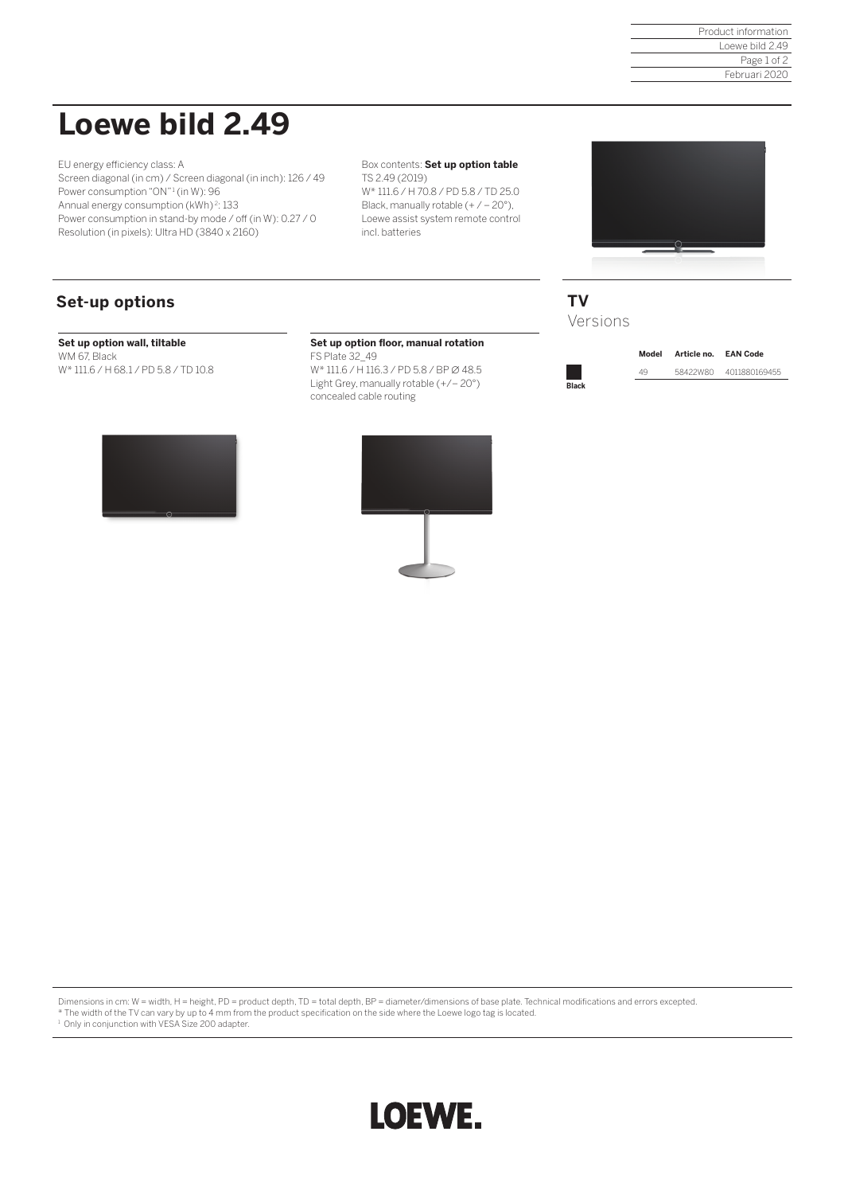# Loewe bild 2.49

EU energy efficiency class: A
Screen diagonal (in cm) / Screen diagonal (in inch): 126 / 49
Power consumption "ON"[1] (in W): 96
Annual energy consumption (kWh)[2]: 133
Power consumption in stand-by mode / off (in W): 0.27 / 0
Resolution (in pixels): Ultra HD (3840 x 2160)

Box contents: **Set up option table**
TS 2.49 (2019)
W* 111.6 / H 70.8 / PD 5.8 / TD 25.0
Black, manually rotable (+ / – 20°),
Loewe assist system remote control
incl. batteries

## Set-up options

**Set up option wall, tiltable**
WM 67, Black
W* 111.6 / H 68.1 / PD 5.8 / TD 10.8

**Set up option floor, manual rotation**
FS Plate 32_49
W* 111.6 / H 116.3 / PD 5.8 / BP Ø 48.5
Light Grey, manually rotable (+/– 20°)
concealed cable routing

## TV

Versions

| | Model | Article no. | EAN Code |
|---|---|---|---|
| Black | 49 | 58422W80 | 4011880169455 |

Dimensions in cm: W = width, H = height, PD = product depth, TD = total depth, BP = diameter/dimensions of base plate. Technical modifications and errors excepted.
* The width of the TV can vary by up to 4 mm from the product specification on the side where the Loewe logo tag is located.
[1] Only in conjunction with VESA Size 200 adapter.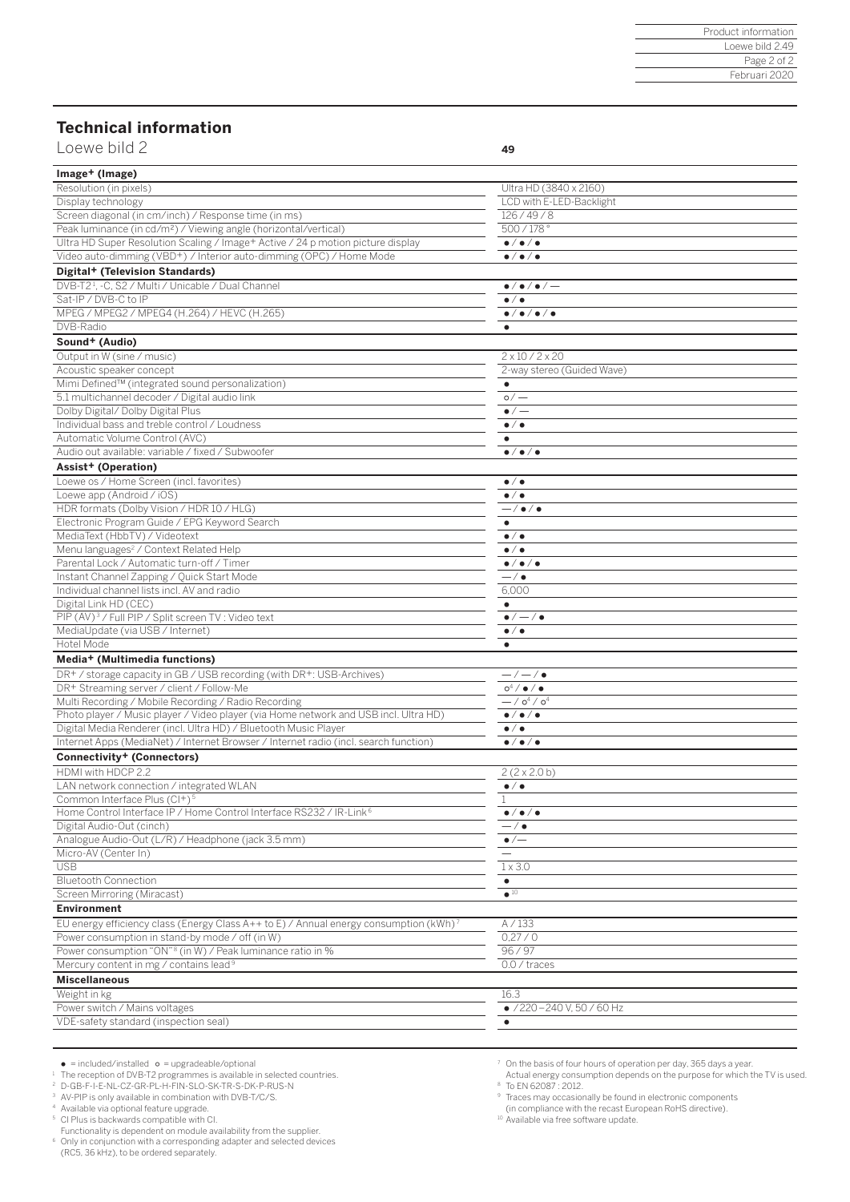## Technical information

| Loewe bild 2 | 49 |
|---|---|
| **Image+ (Image)** | |
| Resolution (in pixels) | Ultra HD (3840 x 2160) |
| Display technology | LCD with E-LED-Backlight |
| Screen diagonal (in cm/inch) / Response time (in ms) | 126 / 49 / 8 |
| Peak luminance (in cd/m²) / Viewing angle (horizontal/vertical) | 500 / 178 ° |
| Ultra HD Super Resolution Scaling / Image+ Active / 24 p motion picture display | ● / ● / ● |
| Video auto-dimming (VBD+) / Interior auto-dimming (OPC) / Home Mode | ● / ● / ● |
| **Digital+ (Television Standards)** | |
| DVB-T2[1], -C, S2 / Multi / Unicable / Dual Channel | ● / ● / ● / — |
| Sat-IP / DVB-C to IP | ● / ● |
| MPEG / MPEG2 / MPEG4 (H.264) / HEVC (H.265) | ● / ● / ● / ● |
| DVB-Radio | ● |
| **Sound+ (Audio)** | |
| Output in W (sine / music) | 2 x 10 / 2 x 20 |
| Acoustic speaker concept | 2-way stereo (Guided Wave) |
| Mimi Defined™ (integrated sound personalization) | ● |
| 5.1 multichannel decoder / Digital audio link | o / — |
| Dolby Digital/ Dolby Digital Plus | ● / — |
| Individual bass and treble control / Loudness | ● / ● |
| Automatic Volume Control (AVC) | ● |
| Audio out available: variable / fixed / Subwoofer | ● / ● / ● |
| **Assist+ (Operation)** | |
| Loewe os / Home Screen (incl. favorites) | ● / ● |
| Loewe app (Android / iOS) | ● / ● |
| HDR formats (Dolby Vision / HDR 10 / HLG) | — / ● / ● |
| Electronic Program Guide / EPG Keyword Search | ● |
| MediaText (HbbTV) / Videotext | ● / ● |
| Menu languages[2] / Context Related Help | ● / ● |
| Parental Lock / Automatic turn-off / Timer | ● / ● / ● |
| Instant Channel Zapping / Quick Start Mode | — / ● |
| Individual channel lists incl. AV and radio | 6,000 |
| Digital Link HD (CEC) | ● |
| PIP (AV)[3] / Full PIP / Split screen TV : Video text | ● / — / ● |
| MediaUpdate (via USB / Internet) | ● / ● |
| Hotel Mode | ● |
| **Media+ (Multimedia functions)** | |
| DR+ / storage capacity in GB / USB recording (with DR+: USB-Archives) | — / — / ● |
| DR+ Streaming server / client / Follow-Me | o[4] / ● / ● |
| Multi Recording / Mobile Recording / Radio Recording | — / o[4] / o[4] |
| Photo player / Music player / Video player (via Home network and USB incl. Ultra HD) | ● / ● / ● |
| Digital Media Renderer (incl. Ultra HD) / Bluetooth Music Player | ● / ● |
| Internet Apps (MediaNet) / Internet Browser / Internet radio (incl. search function) | ● / ● / ● |
| **Connectivity+ (Connectors)** | |
| HDMI with HDCP 2.2 | 2 (2 x 2.0 b) |
| LAN network connection / integrated WLAN | ● / ● |
| Common Interface Plus (CI+)[5] | 1 |
| Home Control Interface IP / Home Control Interface RS232 / IR-Link[6] | ● / ● / ● |
| Digital Audio-Out (cinch) | — / ● |
| Analogue Audio-Out (L/R) / Headphone (jack 3.5 mm) | ● / — |
| Micro-AV (Center In) | — |
| USB | 1 x 3.0 |
| Bluetooth Connection | ● |
| Screen Mirroring (Miracast) | ●[10] |
| **Environment** | |
| EU energy efficiency class (Energy Class A++ to E) / Annual energy consumption (kWh)[7] | A / 133 |
| Power consumption in stand-by mode / off (in W) | 0.27 / 0 |
| Power consumption "ON"[8] (in W) / Peak luminance ratio in % | 96 / 97 |
| Mercury content in mg / contains lead[9] | 0.0 / traces |
| **Miscellaneous** | |
| Weight in kg | 16.3 |
| Power switch / Mains voltages | ● / 220 – 240 V, 50 / 60 Hz |
| VDE-safety standard (inspection seal) | ● |

● = included/installed o = upgradeable/optional

[1] The reception of DVB-T2 programmes is available in selected countries.
[2] D-GB-F-I-E-NL-CZ-GR-PL-H-FIN-SLO-SK-TR-S-DK-P-RUS-N
[3] AV-PIP is only available in combination with DVB-T/C/S.
[4] Available via optional feature upgrade.
[5] CI Plus is backwards compatible with CI. Functionality is dependent on module availability from the supplier.
[6] Only in conjunction with a corresponding adapter and selected devices (RC5, 36 kHz), to be ordered separately.
[7] On the basis of four hours of operation per day, 365 days a year. Actual energy consumption depends on the purpose for which the TV is used.
[8] To EN 62087 : 2012.
[9] Traces may occasionally be found in electronic components (in compliance with the recast European RoHS directive).
[10] Available via free software update.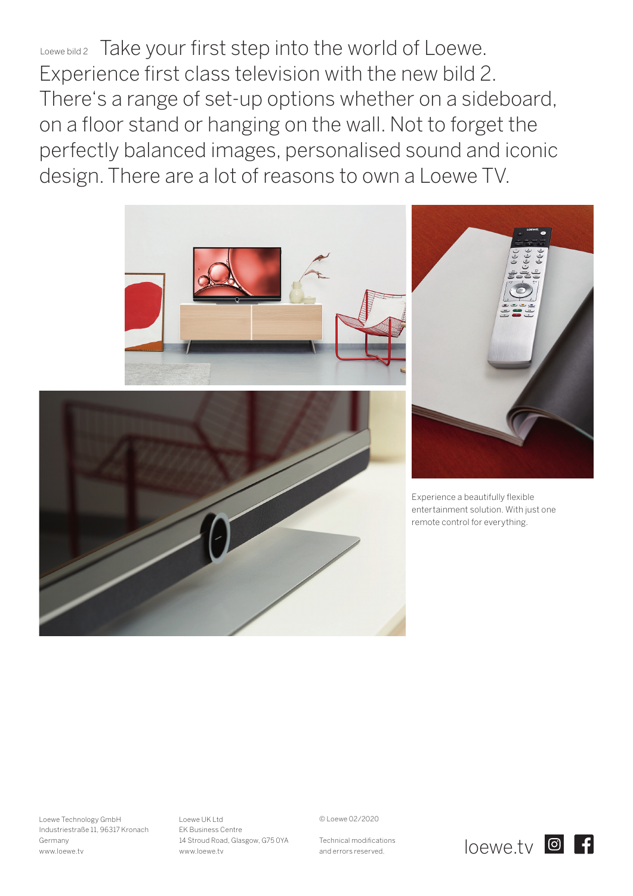Loewe bild 2 Take your first step into the world of Loewe. Experience first class television with the new bild 2. There's a range of set-up options whether on a sideboard, on a floor stand or hanging on the wall. Not to forget the perfectly balanced images, personalised sound and iconic design. There are a lot of reasons to own a Loewe TV.

Experience a beautifully flexible entertainment solution. With just one remote control for everything.

Loewe Technology GmbH
Industriestraße 11, 96317 Kronach
Germany
www.loewe.tv

Loewe UK Ltd
EK Business Centre
14 Stroud Road, Glasgow, G75 0YA
www.loewe.tv

© Loewe 02/2020

Technical modifications
and errors reserved.

loewe.tv